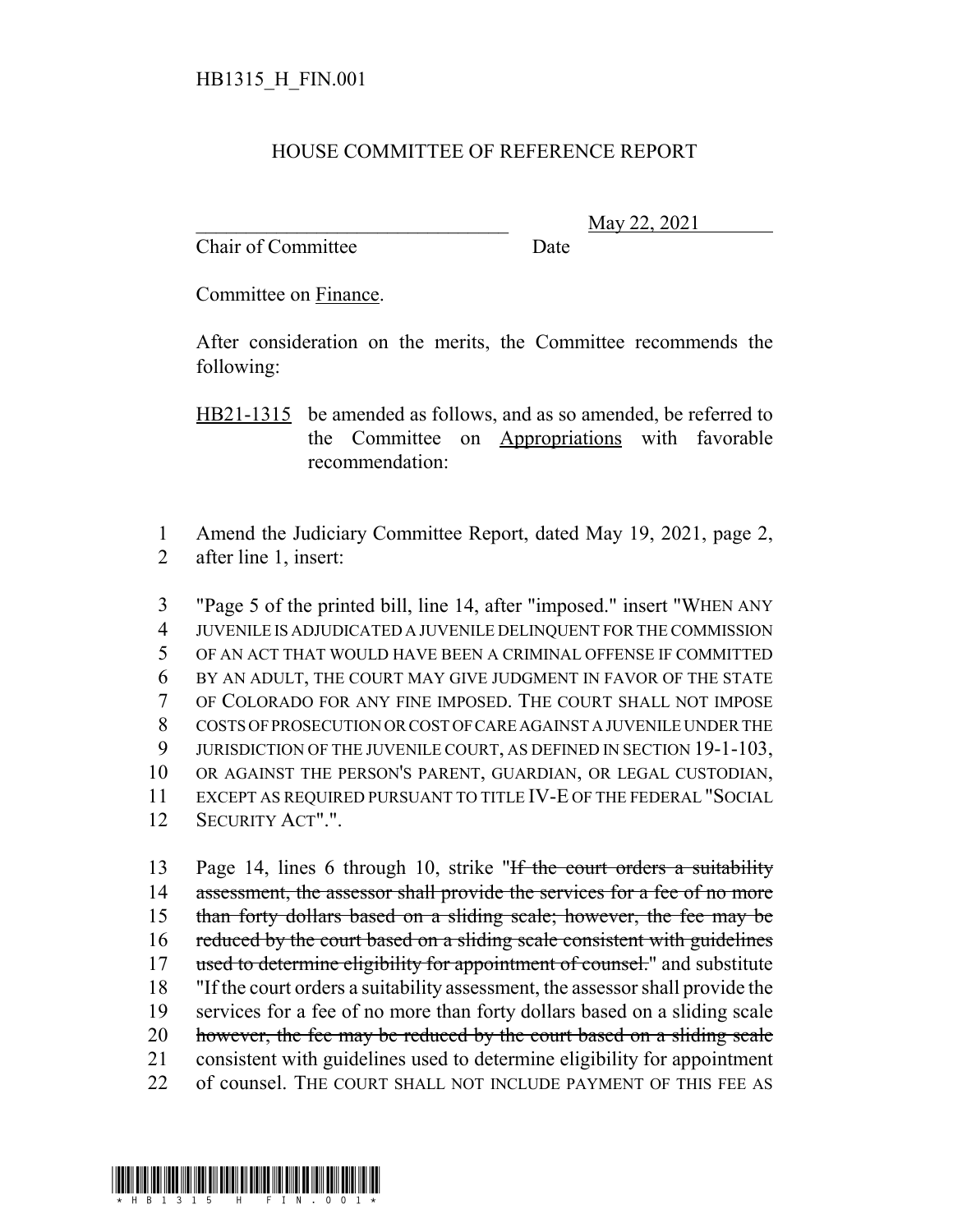HB1315_H_FIN.001

# HOUSE COMMITTEE OF REFERENCE REPORT

________________________________ May 22, 2021
Chair of Committee Date

Committee on Finance.

After consideration on the merits, the Committee recommends the following:

HB21-1315 be amended as follows, and as so amended, be referred to the Committee on Appropriations with favorable recommendation:

1 Amend the Judiciary Committee Report, dated May 19, 2021, page 2,
2 after line 1, insert:

3 "Page 5 of the printed bill, line 14, after "imposed." insert "WHEN ANY
4 JUVENILE IS ADJUDICATED A JUVENILE DELINQUENT FOR THE COMMISSION
5 OF AN ACT THAT WOULD HAVE BEEN A CRIMINAL OFFENSE IF COMMITTED
6 BY AN ADULT, THE COURT MAY GIVE JUDGMENT IN FAVOR OF THE STATE
7 OF COLORADO FOR ANY FINE IMPOSED. THE COURT SHALL NOT IMPOSE
8 COSTS OF PROSECUTION OR COST OF CARE AGAINST A JUVENILE UNDER THE
9 JURISDICTION OF THE JUVENILE COURT, AS DEFINED IN SECTION 19-1-103,
10 OR AGAINST THE PERSON'S PARENT, GUARDIAN, OR LEGAL CUSTODIAN,
11 EXCEPT AS REQUIRED PURSUANT TO TITLE IV-E OF THE FEDERAL "SOCIAL
12 SECURITY ACT".".

13 Page 14, lines 6 through 10, strike "~~If the court orders a suitability~~
14 ~~assessment, the assessor shall provide the services for a fee of no more~~
15 ~~than forty dollars based on a sliding scale; however, the fee may be~~
16 ~~reduced by the court based on a sliding scale consistent with guidelines~~
17 ~~used to determine eligibility for appointment of counsel.~~" and substitute
18 "If the court orders a suitability assessment, the assessor shall provide the
19 services for a fee of no more than forty dollars based on a sliding scale
20 ~~however, the fee may be reduced by the court based on a sliding scale~~
21 consistent with guidelines used to determine eligibility for appointment
22 of counsel. THE COURT SHALL NOT INCLUDE PAYMENT OF THIS FEE AS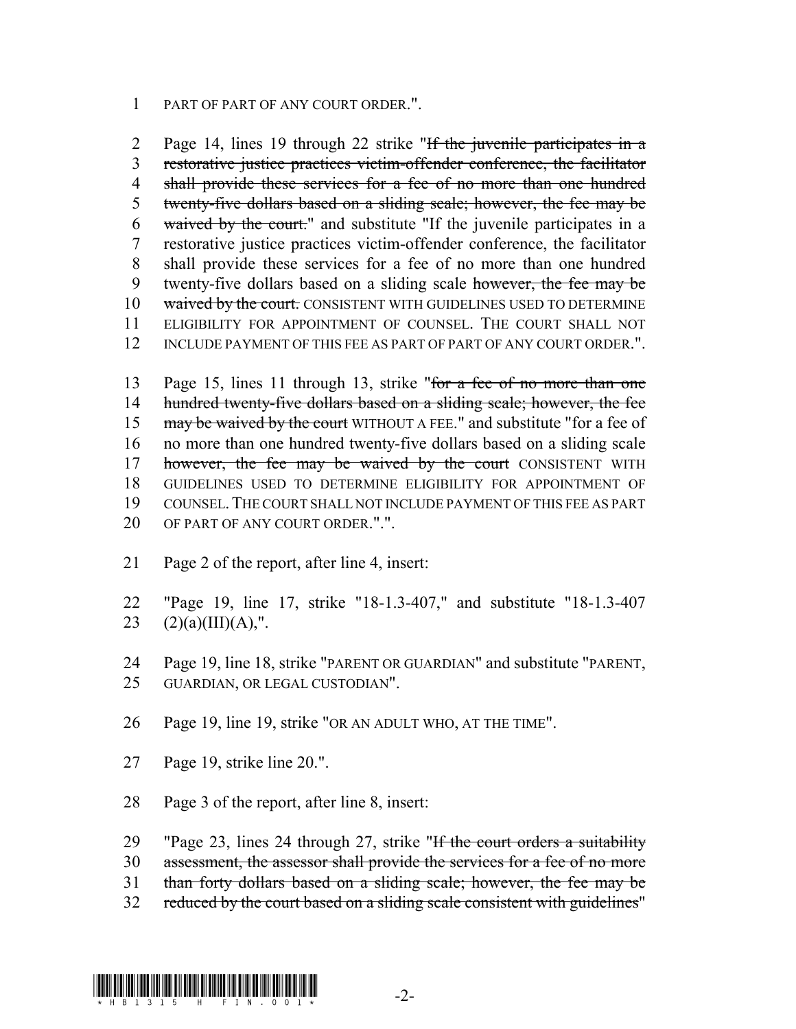PART OF PART OF ANY COURT ORDER.".

Page 14, lines 19 through 22 strike "~~If the juvenile participates in a restorative justice practices victim-offender conference, the facilitator shall provide these services for a fee of no more than one hundred twenty-five dollars based on a sliding scale; however, the fee may be waived by the court.~~" and substitute "If the juvenile participates in a restorative justice practices victim-offender conference, the facilitator shall provide these services for a fee of no more than one hundred twenty-five dollars based on a sliding scale ~~however, the fee may be waived by the court.~~ CONSISTENT WITH GUIDELINES USED TO DETERMINE ELIGIBILITY FOR APPOINTMENT OF COUNSEL. THE COURT SHALL NOT INCLUDE PAYMENT OF THIS FEE AS PART OF PART OF ANY COURT ORDER.".

Page 15, lines 11 through 13, strike "~~for a fee of no more than one hundred twenty-five dollars based on a sliding scale; however, the fee may be waived by the court~~ WITHOUT A FEE." and substitute "for a fee of no more than one hundred twenty-five dollars based on a sliding scale ~~however, the fee may be waived by the court~~ CONSISTENT WITH GUIDELINES USED TO DETERMINE ELIGIBILITY FOR APPOINTMENT OF COUNSEL. THE COURT SHALL NOT INCLUDE PAYMENT OF THIS FEE AS PART OF PART OF ANY COURT ORDER."."

Page 2 of the report, after line 4, insert:

"Page 19, line 17, strike "18-1.3-407," and substitute "18-1.3-407 (2)(a)(III)(A),".

Page 19, line 18, strike "PARENT OR GUARDIAN" and substitute "PARENT, GUARDIAN, OR LEGAL CUSTODIAN".

Page 19, line 19, strike "OR AN ADULT WHO, AT THE TIME".

Page 19, strike line 20.".

Page 3 of the report, after line 8, insert:

"Page 23, lines 24 through 27, strike "~~If the court orders a suitability assessment, the assessor shall provide the services for a fee of no more than forty dollars based on a sliding scale; however, the fee may be reduced by the court based on a sliding scale consistent with guidelines~~"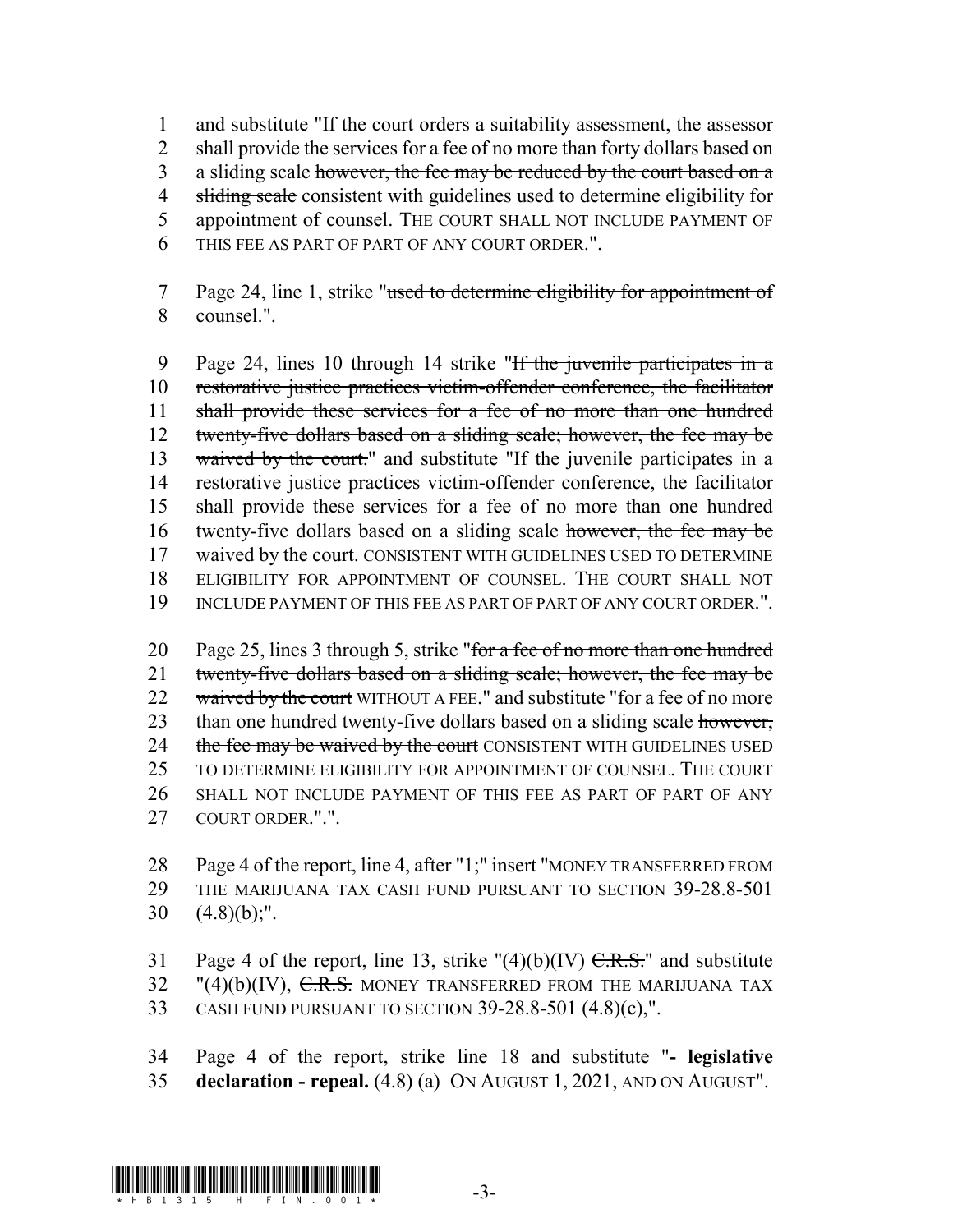1 and substitute "If the court orders a suitability assessment, the assessor
2 shall provide the services for a fee of no more than forty dollars based on
3 a sliding scale ~~however, the fee may be reduced by the court based on a~~
4 ~~sliding scale~~ consistent with guidelines used to determine eligibility for
5 appointment of counsel. THE COURT SHALL NOT INCLUDE PAYMENT OF
6 THIS FEE AS PART OF PART OF ANY COURT ORDER.".

7 Page 24, line 1, strike "~~used to determine eligibility for appointment of~~
8 ~~counsel.~~".

9 Page 24, lines 10 through 14 strike "~~If the juvenile participates in a~~
10 ~~restorative justice practices victim-offender conference, the facilitator~~
11 ~~shall provide these services for a fee of no more than one hundred~~
12 ~~twenty-five dollars based on a sliding scale; however, the fee may be~~
13 ~~waived by the court.~~" and substitute "If the juvenile participates in a
14 restorative justice practices victim-offender conference, the facilitator
15 shall provide these services for a fee of no more than one hundred
16 twenty-five dollars based on a sliding scale ~~however, the fee may be~~
17 ~~waived by the court.~~ CONSISTENT WITH GUIDELINES USED TO DETERMINE
18 ELIGIBILITY FOR APPOINTMENT OF COUNSEL. THE COURT SHALL NOT
19 INCLUDE PAYMENT OF THIS FEE AS PART OF PART OF ANY COURT ORDER.".

20 Page 25, lines 3 through 5, strike "~~for a fee of no more than one hundred~~
21 ~~twenty-five dollars based on a sliding scale; however, the fee may be~~
22 ~~waived by the court~~ WITHOUT A FEE." and substitute "for a fee of no more
23 than one hundred twenty-five dollars based on a sliding scale ~~however,~~
24 ~~the fee may be waived by the court~~ CONSISTENT WITH GUIDELINES USED
25 TO DETERMINE ELIGIBILITY FOR APPOINTMENT OF COUNSEL. THE COURT
26 SHALL NOT INCLUDE PAYMENT OF THIS FEE AS PART OF PART OF ANY
27 COURT ORDER.".".

28 Page 4 of the report, line 4, after "1;" insert "MONEY TRANSFERRED FROM
29 THE MARIJUANA TAX CASH FUND PURSUANT TO SECTION 39-28.8-501
30 (4.8)(b);".

31 Page 4 of the report, line 13, strike "(4)(b)(IV) ~~C.R.S.~~" and substitute
32 "(4)(b)(IV), ~~C.R.S.~~ MONEY TRANSFERRED FROM THE MARIJUANA TAX
33 CASH FUND PURSUANT TO SECTION 39-28.8-501 (4.8)(c),".

34 Page 4 of the report, strike line 18 and substitute "**- legislative**
35 **declaration - repeal.** (4.8) (a) ON AUGUST 1, 2021, AND ON AUGUST".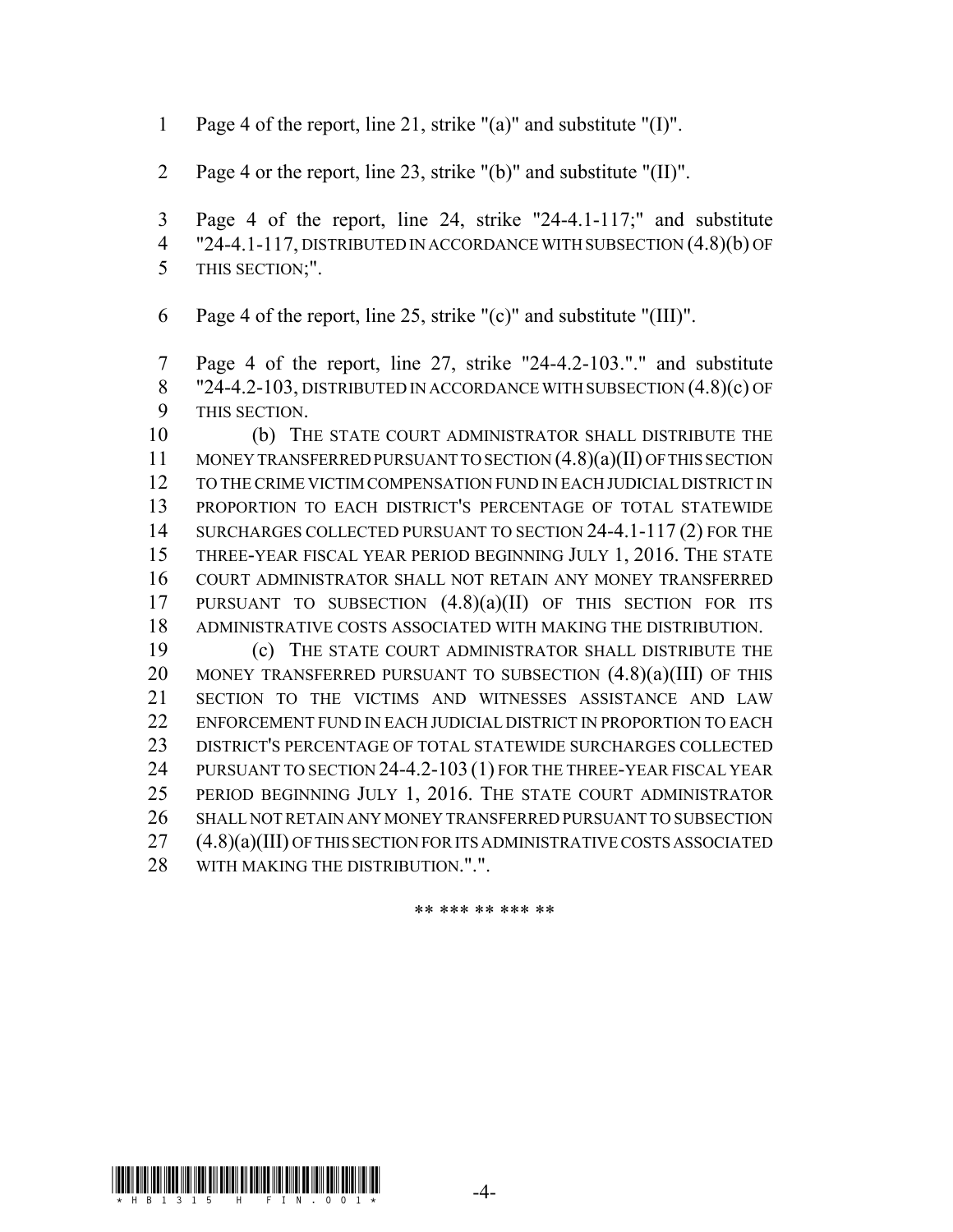Page 4 of the report, line 21, strike "(a)" and substitute "(I)".

Page 4 or the report, line 23, strike "(b)" and substitute "(II)".

Page 4 of the report, line 24, strike "24-4.1-117;" and substitute "24-4.1-117, DISTRIBUTED IN ACCORDANCE WITH SUBSECTION (4.8)(b) OF THIS SECTION;".

Page 4 of the report, line 25, strike "(c)" and substitute "(III)".

Page 4 of the report, line 27, strike "24-4.2-103."." and substitute "24-4.2-103, DISTRIBUTED IN ACCORDANCE WITH SUBSECTION (4.8)(c) OF THIS SECTION.

(b) THE STATE COURT ADMINISTRATOR SHALL DISTRIBUTE THE MONEY TRANSFERRED PURSUANT TO SECTION (4.8)(a)(II) OF THIS SECTION TO THE CRIME VICTIM COMPENSATION FUND IN EACH JUDICIAL DISTRICT IN PROPORTION TO EACH DISTRICT'S PERCENTAGE OF TOTAL STATEWIDE SURCHARGES COLLECTED PURSUANT TO SECTION 24-4.1-117 (2) FOR THE THREE-YEAR FISCAL YEAR PERIOD BEGINNING JULY 1, 2016. THE STATE COURT ADMINISTRATOR SHALL NOT RETAIN ANY MONEY TRANSFERRED PURSUANT TO SUBSECTION (4.8)(a)(II) OF THIS SECTION FOR ITS ADMINISTRATIVE COSTS ASSOCIATED WITH MAKING THE DISTRIBUTION.

(c) THE STATE COURT ADMINISTRATOR SHALL DISTRIBUTE THE MONEY TRANSFERRED PURSUANT TO SUBSECTION (4.8)(a)(III) OF THIS SECTION TO THE VICTIMS AND WITNESSES ASSISTANCE AND LAW ENFORCEMENT FUND IN EACH JUDICIAL DISTRICT IN PROPORTION TO EACH DISTRICT'S PERCENTAGE OF TOTAL STATEWIDE SURCHARGES COLLECTED PURSUANT TO SECTION 24-4.2-103 (1) FOR THE THREE-YEAR FISCAL YEAR PERIOD BEGINNING JULY 1, 2016. THE STATE COURT ADMINISTRATOR SHALL NOT RETAIN ANY MONEY TRANSFERRED PURSUANT TO SUBSECTION (4.8)(a)(III) OF THIS SECTION FOR ITS ADMINISTRATIVE COSTS ASSOCIATED WITH MAKING THE DISTRIBUTION.".".

** *** ** *** **